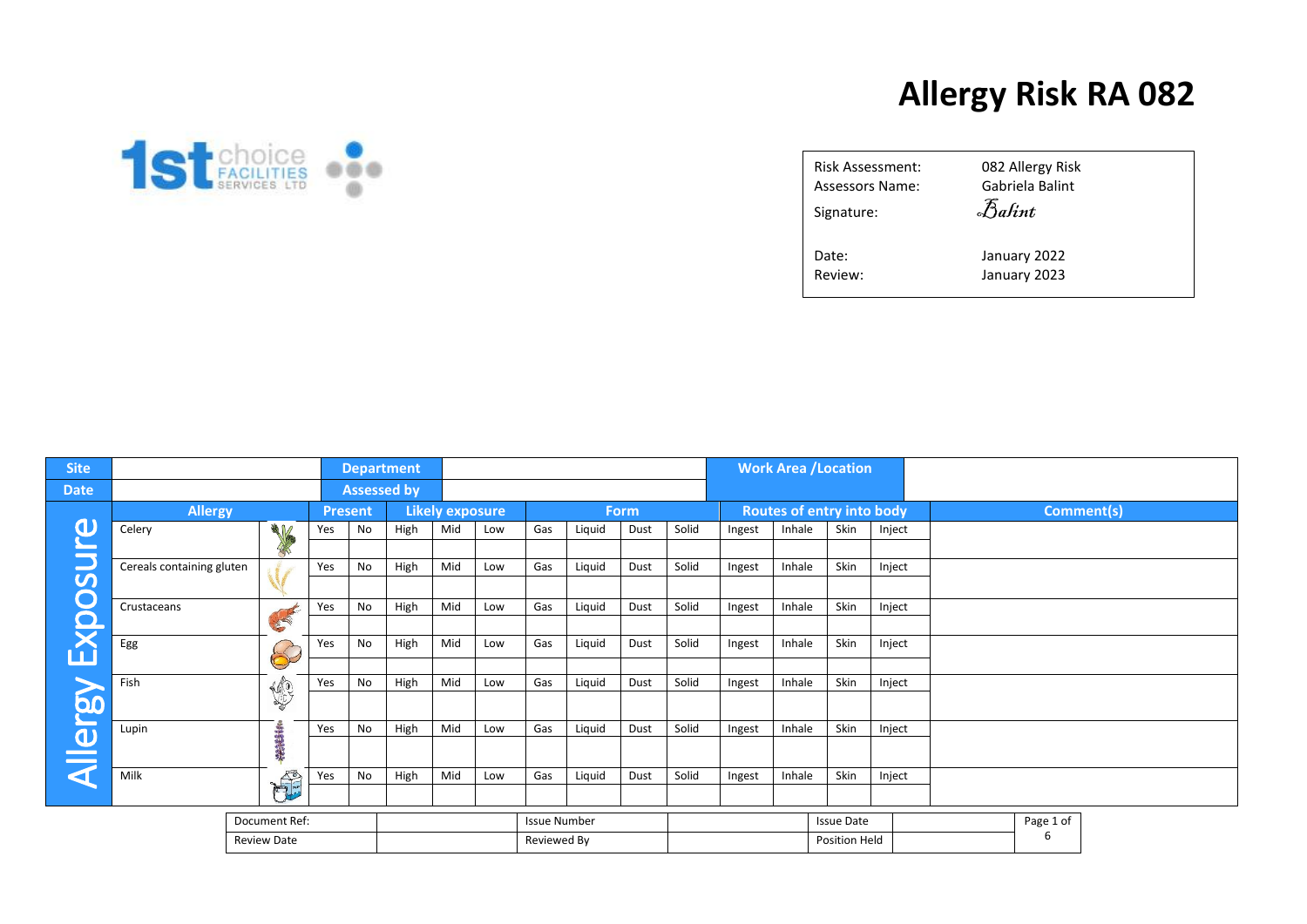# Allergy Risk RA 082

1st choice FACILITIES SERVICES LTD

| | |
|---|---|
| Risk Assessment: | 082 Allergy Risk |
| Assessors Name: | Gabriela Balint |
| Signature: | *Balint* |
| Date: | January 2022 |
| Review: | January 2023 |

| Site | | Department | | | | | | | | | | Work Area /Location | | | | |
|---|---|---|---|---|---|---|---|---|---|---|---|---|---|---|---|---|
| Date | | Assessed by | | | | | | | | | | | | | | |
| **Allergy** | | **Present** | | **Likely exposure** | | | **Form** | | | | **Routes of entry into body** | | | | **Comment(s)** |
| Celery | | Yes | No | High | Mid | Low | Gas | Liquid | Dust | Solid | Ingest | Inhale | Skin | Inject | |
| Cereals containing gluten | | Yes | No | High | Mid | Low | Gas | Liquid | Dust | Solid | Ingest | Inhale | Skin | Inject | |
| Crustaceans | | Yes | No | High | Mid | Low | Gas | Liquid | Dust | Solid | Ingest | Inhale | Skin | Inject | |
| Egg | | Yes | No | High | Mid | Low | Gas | Liquid | Dust | Solid | Ingest | Inhale | Skin | Inject | |
| Fish | | Yes | No | High | Mid | Low | Gas | Liquid | Dust | Solid | Ingest | Inhale | Skin | Inject | |
| Lupin | | Yes | No | High | Mid | Low | Gas | Liquid | Dust | Solid | Ingest | Inhale | Skin | Inject | |
| Milk | | Yes | No | High | Mid | Low | Gas | Liquid | Dust | Solid | Ingest | Inhale | Skin | Inject | |

Allergy Exposure

| Document Ref: | | Issue Number | | Issue Date | |
|---|---|---|---|---|---|
| Review Date | | Reviewed By | | Position Held | |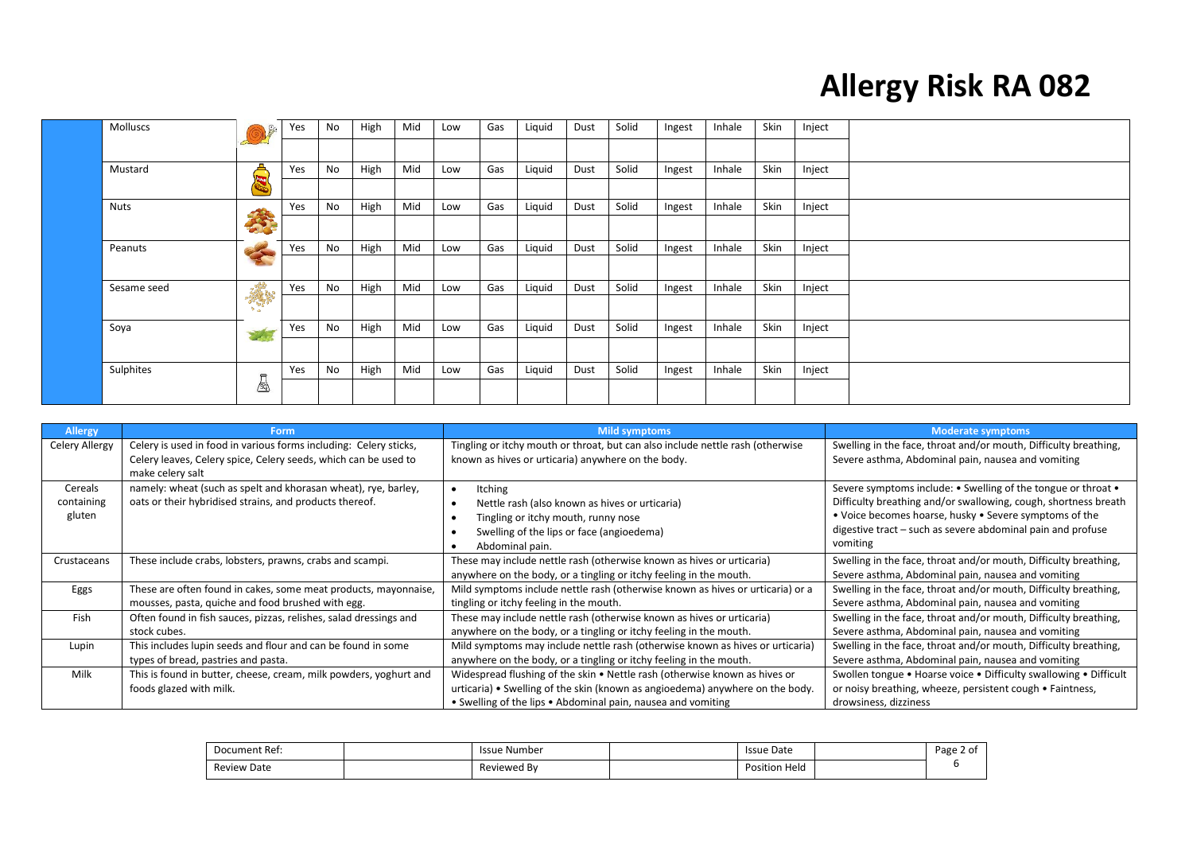# Allergy Risk RA 082

| | | | | | | | | | | | | | | | |
|---|---|---|---|---|---|---|---|---|---|---|---|---|---|---|---|
| Molluscs | Yes | No | High | Mid | Low | Gas | Liquid | Dust | Solid | Ingest | Inhale | Skin | Inject | |
| | | | | | | | | | | | | | | |
| Mustard | Yes | No | High | Mid | Low | Gas | Liquid | Dust | Solid | Ingest | Inhale | Skin | Inject | |
| | | | | | | | | | | | | | | |
| Nuts | Yes | No | High | Mid | Low | Gas | Liquid | Dust | Solid | Ingest | Inhale | Skin | Inject | |
| | | | | | | | | | | | | | | |
| Peanuts | Yes | No | High | Mid | Low | Gas | Liquid | Dust | Solid | Ingest | Inhale | Skin | Inject | |
| | | | | | | | | | | | | | | |
| Sesame seed | Yes | No | High | Mid | Low | Gas | Liquid | Dust | Solid | Ingest | Inhale | Skin | Inject | |
| | | | | | | | | | | | | | | |
| Soya | Yes | No | High | Mid | Low | Gas | Liquid | Dust | Solid | Ingest | Inhale | Skin | Inject | |
| | | | | | | | | | | | | | | |
| Sulphites | Yes | No | High | Mid | Low | Gas | Liquid | Dust | Solid | Ingest | Inhale | Skin | Inject | |
| | | | | | | | | | | | | | | |

| Allergy | Form | Mild symptoms | Moderate symptoms |
|---|---|---|---|
| Celery Allergy | Celery is used in food in various forms including: Celery sticks, Celery leaves, Celery spice, Celery seeds, which can be used to make celery salt | Tingling or itchy mouth or throat, but can also include nettle rash (otherwise known as hives or urticaria) anywhere on the body. | Swelling in the face, throat and/or mouth, Difficulty breathing, Severe asthma, Abdominal pain, nausea and vomiting |
| Cereals containing gluten | namely: wheat (such as spelt and khorasan wheat), rye, barley, oats or their hybridised strains, and products thereof. | • Itching<br>• Nettle rash (also known as hives or urticaria)<br>• Tingling or itchy mouth, runny nose<br>• Swelling of the lips or face (angioedema)<br>• Abdominal pain. | Severe symptoms include: • Swelling of the tongue or throat • Difficulty breathing and/or swallowing, cough, shortness breath • Voice becomes hoarse, husky • Severe symptoms of the digestive tract – such as severe abdominal pain and profuse vomiting |
| Crustaceans | These include crabs, lobsters, prawns, crabs and scampi. | These may include nettle rash (otherwise known as hives or urticaria) anywhere on the body, or a tingling or itchy feeling in the mouth. | Swelling in the face, throat and/or mouth, Difficulty breathing, Severe asthma, Abdominal pain, nausea and vomiting |
| Eggs | These are often found in cakes, some meat products, mayonnaise, mousses, pasta, quiche and food brushed with egg. | Mild symptoms include nettle rash (otherwise known as hives or urticaria) or a tingling or itchy feeling in the mouth. | Swelling in the face, throat and/or mouth, Difficulty breathing, Severe asthma, Abdominal pain, nausea and vomiting |
| Fish | Often found in fish sauces, pizzas, relishes, salad dressings and stock cubes. | These may include nettle rash (otherwise known as hives or urticaria) anywhere on the body, or a tingling or itchy feeling in the mouth. | Swelling in the face, throat and/or mouth, Difficulty breathing, Severe asthma, Abdominal pain, nausea and vomiting |
| Lupin | This includes lupin seeds and flour and can be found in some types of bread, pastries and pasta. | Mild symptoms may include nettle rash (otherwise known as hives or urticaria) anywhere on the body, or a tingling or itchy feeling in the mouth. | Swelling in the face, throat and/or mouth, Difficulty breathing, Severe asthma, Abdominal pain, nausea and vomiting |
| Milk | This is found in butter, cheese, cream, milk powders, yoghurt and foods glazed with milk. | Widespread flushing of the skin • Nettle rash (otherwise known as hives or urticaria) • Swelling of the skin (known as angioedema) anywhere on the body. • Swelling of the lips • Abdominal pain, nausea and vomiting | Swollen tongue • Hoarse voice • Difficulty swallowing • Difficult or noisy breathing, wheeze, persistent cough • Faintness, drowsiness, dizziness |

| Document Ref: | | Issue Number | | Issue Date | |
|---|---|---|---|---|---|
| Review Date | | Reviewed By | | Position Held | |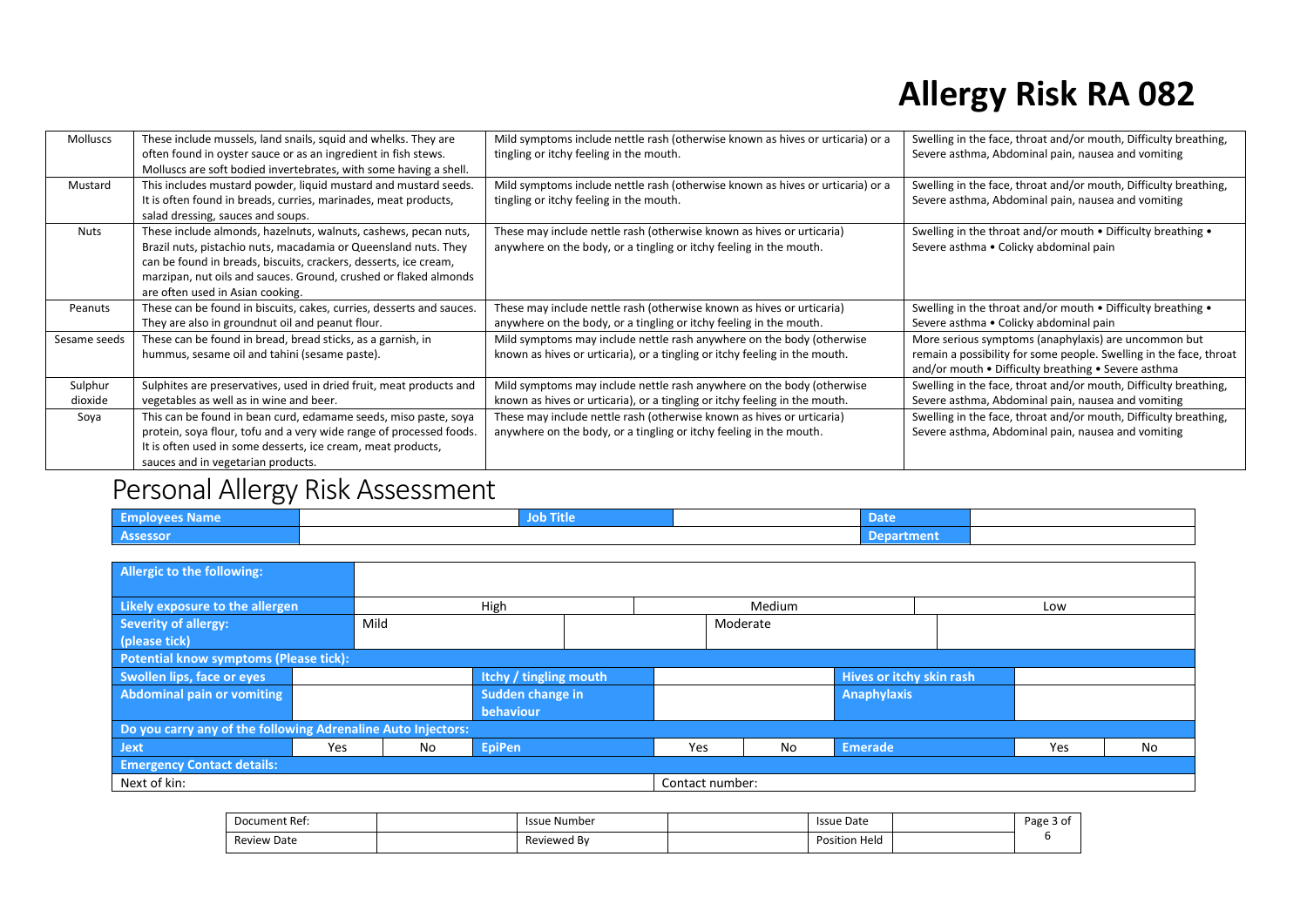# Allergy Risk RA 082

| | | | |
|---|---|---|---|
| Molluscs | These include mussels, land snails, squid and whelks. They are often found in oyster sauce or as an ingredient in fish stews. Molluscs are soft bodied invertebrates, with some having a shell. | Mild symptoms include nettle rash (otherwise known as hives or urticaria) or a tingling or itchy feeling in the mouth. | Swelling in the face, throat and/or mouth, Difficulty breathing, Severe asthma, Abdominal pain, nausea and vomiting |
| Mustard | This includes mustard powder, liquid mustard and mustard seeds. It is often found in breads, curries, marinades, meat products, salad dressing, sauces and soups. | Mild symptoms include nettle rash (otherwise known as hives or urticaria) or a tingling or itchy feeling in the mouth. | Swelling in the face, throat and/or mouth, Difficulty breathing, Severe asthma, Abdominal pain, nausea and vomiting |
| Nuts | These include almonds, hazelnuts, walnuts, cashews, pecan nuts, Brazil nuts, pistachio nuts, macadamia or Queensland nuts. They can be found in breads, biscuits, crackers, desserts, ice cream, marzipan, nut oils and sauces. Ground, crushed or flaked almonds are often used in Asian cooking. | These may include nettle rash (otherwise known as hives or urticaria) anywhere on the body, or a tingling or itchy feeling in the mouth. | Swelling in the throat and/or mouth • Difficulty breathing • Severe asthma • Colicky abdominal pain |
| Peanuts | These can be found in biscuits, cakes, curries, desserts and sauces. They are also in groundnut oil and peanut flour. | These may include nettle rash (otherwise known as hives or urticaria) anywhere on the body, or a tingling or itchy feeling in the mouth. | Swelling in the throat and/or mouth • Difficulty breathing • Severe asthma • Colicky abdominal pain |
| Sesame seeds | These can be found in bread, bread sticks, as a garnish, in hummus, sesame oil and tahini (sesame paste). | Mild symptoms may include nettle rash anywhere on the body (otherwise known as hives or urticaria), or a tingling or itchy feeling in the mouth. | More serious symptoms (anaphylaxis) are uncommon but remain a possibility for some people. Swelling in the face, throat and/or mouth • Difficulty breathing • Severe asthma |
| Sulphur dioxide | Sulphites are preservatives, used in dried fruit, meat products and vegetables as well as in wine and beer. | Mild symptoms may include nettle rash anywhere on the body (otherwise known as hives or urticaria), or a tingling or itchy feeling in the mouth. | Swelling in the face, throat and/or mouth, Difficulty breathing, Severe asthma, Abdominal pain, nausea and vomiting |
| Soya | This can be found in bean curd, edamame seeds, miso paste, soya protein, soya flour, tofu and a very wide range of processed foods. It is often used in some desserts, ice cream, meat products, sauces and in vegetarian products. | These may include nettle rash (otherwise known as hives or urticaria) anywhere on the body, or a tingling or itchy feeling in the mouth. | Swelling in the face, throat and/or mouth, Difficulty breathing, Severe asthma, Abdominal pain, nausea and vomiting |

# Personal Allergy Risk Assessment

| **Employees Name** | | **Job Title** | | **Date** | |
|---|---|---|---|---|---|
| **Assessor** | | | | **Department** | |

| **Allergic to the following:** | | | | | | | | | |
|---|---|---|---|---|---|---|---|---|---|
| **Likely exposure to the allergen** | High | | | Medium | | | Low | | |
| **Severity of allergy: (please tick)** | Mild | | | Moderate | | | | | |
| **Potential know symptoms (Please tick):** | | | | | | | | | |
| **Swollen lips, face or eyes** | | | **Itchy / tingling mouth** | | | **Hives or itchy skin rash** | | | |
| **Abdominal pain or vomiting** | | | **Sudden change in behaviour** | | | **Anaphylaxis** | | | |
| **Do you carry any of the following Adrenaline Auto Injectors:** | | | | | | | | | |
| **Jext** | Yes | No | **EpiPen** | Yes | No | **Emerade** | Yes | No | |
| **Emergency Contact details:** | | | | | | | | | |
| Next of kin: | | | | Contact number: | | | | | |

| Document Ref: | | Issue Number | | Issue Date | |
|---|---|---|---|---|---|
| Review Date | | Reviewed By | | Position Held | |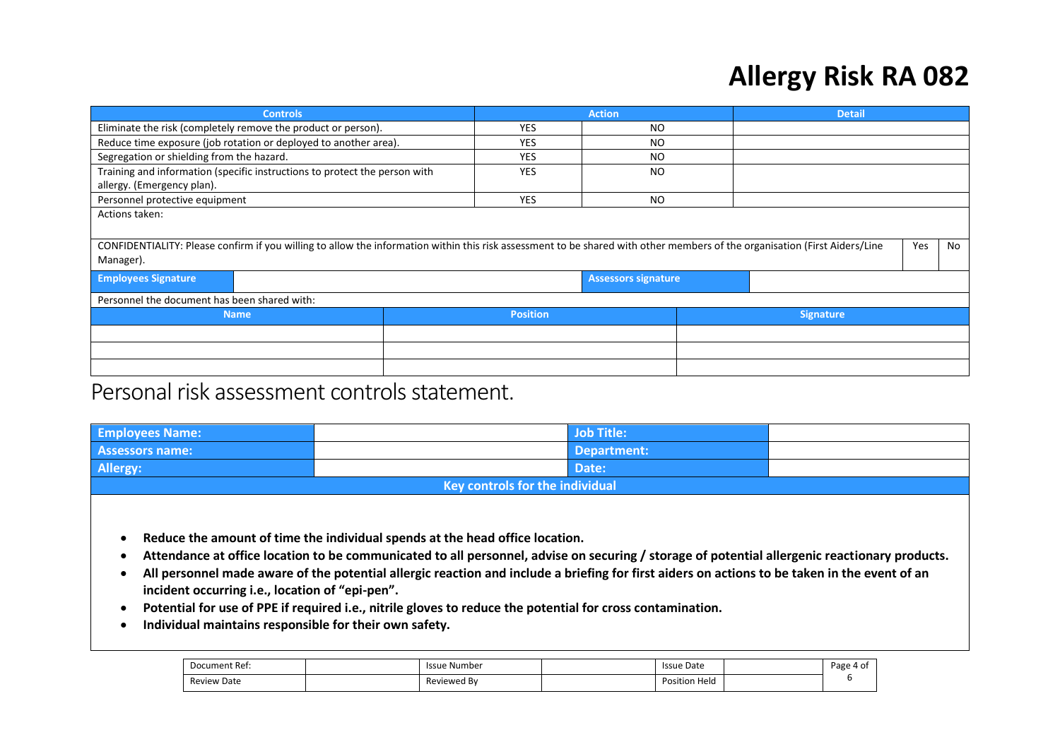# Allergy Risk RA 082

| Controls | Action | | Detail |
|---|---|---|---|
| Eliminate the risk (completely remove the product or person). | YES | NO | |
| Reduce time exposure (job rotation or deployed to another area). | YES | NO | |
| Segregation or shielding from the hazard. | YES | NO | |
| Training and information (specific instructions to protect the person with allergy. (Emergency plan). | YES | NO | |
| Personnel protective equipment | YES | NO | |

Actions taken:

| CONFIDENTIALITY: Please confirm if you willing to allow the information within this risk assessment to be shared with other members of the organisation (First Aiders/Line Manager). | Yes | No |
|---|---|---|

| Employees Signature | | Assessors signature | |
|---|---|---|---|

Personnel the document has been shared with:

| Name | Position | Signature |
|---|---|---|
| | | |
| | | |
| | | |

## Personal risk assessment controls statement.

| Employees Name: | | Job Title: | |
|---|---|---|---|
| Assessors name: | | Department: | |
| Allergy: | | Date: | |

**Key controls for the individual**

- **Reduce the amount of time the individual spends at the head office location.**
- **Attendance at office location to be communicated to all personnel, advise on securing / storage of potential allergenic reactionary products.**
- **All personnel made aware of the potential allergic reaction and include a briefing for first aiders on actions to be taken in the event of an incident occurring i.e., location of "epi-pen".**
- **Potential for use of PPE if required i.e., nitrile gloves to reduce the potential for cross contamination.**
- **Individual maintains responsible for their own safety.**

| Document Ref: | | Issue Number | | Issue Date | |
|---|---|---|---|---|---|
| Review Date | | Reviewed By | | Position Held | |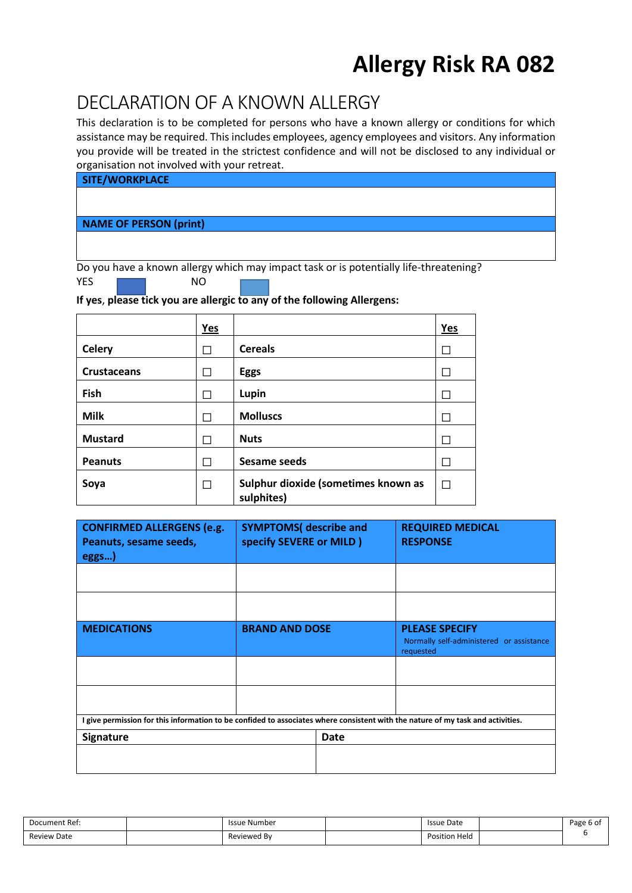# Allergy Risk RA 082

## DECLARATION OF A KNOWN ALLERGY

This declaration is to be completed for persons who have a known allergy or conditions for which assistance may be required. This includes employees, agency employees and visitors. Any information you provide will be treated in the strictest confidence and will not be disclosed to any individual or organisation not involved with your retreat.

| **SITE/WORKPLACE** |
|---|
| |
| **NAME OF PERSON (print)** |
| |

Do you have a known allergy which may impact task or is potentially life-threatening?

YES ☐ NO ☐

**If yes, please tick you are allergic to any of the following Allergens:**

| | **Yes** | | **Yes** |
|---|---|---|---|
| **Celery** | ☐ | **Cereals** | ☐ |
| **Crustaceans** | ☐ | **Eggs** | ☐ |
| **Fish** | ☐ | **Lupin** | ☐ |
| **Milk** | ☐ | **Molluscs** | ☐ |
| **Mustard** | ☐ | **Nuts** | ☐ |
| **Peanuts** | ☐ | **Sesame seeds** | ☐ |
| **Soya** | ☐ | **Sulphur dioxide (sometimes known as sulphites)** | ☐ |

| **CONFIRMED ALLERGENS (e.g. Peanuts, sesame seeds, eggs…)** | **SYMPTOMS( describe and specify SEVERE or MILD )** | **REQUIRED MEDICAL RESPONSE** |
|---|---|---|
| | | |
| | | |
| **MEDICATIONS** | **BRAND AND DOSE** | **PLEASE SPECIFY** Normally self-administered or assistance requested |
| | | |
| | | |

**I give permission for this information to be confided to associates where consistent with the nature of my task and activities.**

| **Signature** | **Date** |
|---|---|
| | |

| Document Ref: | | Issue Number | | Issue Date | | Page 6 of 6 |
|---|---|---|---|---|---|---|
| Review Date | | Reviewed By | | Position Held | | |